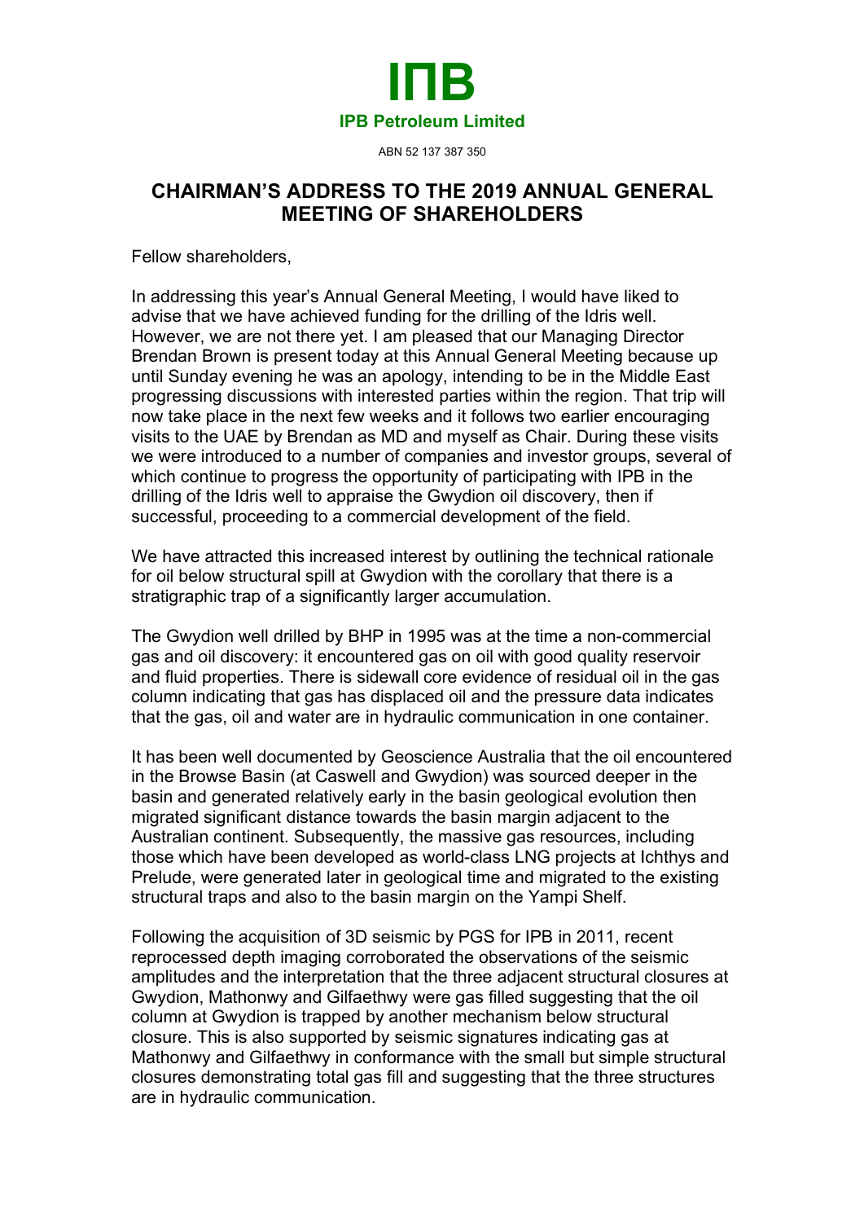# IПB

**IPB Petroleum Limited**

ABN 52 137 387 350

## CHAIRMAN'S ADDRESS TO THE 2019 ANNUAL GENERAL MEETING OF SHAREHOLDERS

Fellow shareholders,

In addressing this year's Annual General Meeting, I would have liked to advise that we have achieved funding for the drilling of the Idris well. However, we are not there yet. I am pleased that our Managing Director Brendan Brown is present today at this Annual General Meeting because up until Sunday evening he was an apology, intending to be in the Middle East progressing discussions with interested parties within the region. That trip will now take place in the next few weeks and it follows two earlier encouraging visits to the UAE by Brendan as MD and myself as Chair. During these visits we were introduced to a number of companies and investor groups, several of which continue to progress the opportunity of participating with IPB in the drilling of the Idris well to appraise the Gwydion oil discovery, then if successful, proceeding to a commercial development of the field.

We have attracted this increased interest by outlining the technical rationale for oil below structural spill at Gwydion with the corollary that there is a stratigraphic trap of a significantly larger accumulation.

The Gwydion well drilled by BHP in 1995 was at the time a non-commercial gas and oil discovery: it encountered gas on oil with good quality reservoir and fluid properties. There is sidewall core evidence of residual oil in the gas column indicating that gas has displaced oil and the pressure data indicates that the gas, oil and water are in hydraulic communication in one container.

It has been well documented by Geoscience Australia that the oil encountered in the Browse Basin (at Caswell and Gwydion) was sourced deeper in the basin and generated relatively early in the basin geological evolution then migrated significant distance towards the basin margin adjacent to the Australian continent. Subsequently, the massive gas resources, including those which have been developed as world-class LNG projects at Ichthys and Prelude, were generated later in geological time and migrated to the existing structural traps and also to the basin margin on the Yampi Shelf.

Following the acquisition of 3D seismic by PGS for IPB in 2011, recent reprocessed depth imaging corroborated the observations of the seismic amplitudes and the interpretation that the three adjacent structural closures at Gwydion, Mathonwy and Gilfaethwy were gas filled suggesting that the oil column at Gwydion is trapped by another mechanism below structural closure. This is also supported by seismic signatures indicating gas at Mathonwy and Gilfaethwy in conformance with the small but simple structural closures demonstrating total gas fill and suggesting that the three structures are in hydraulic communication.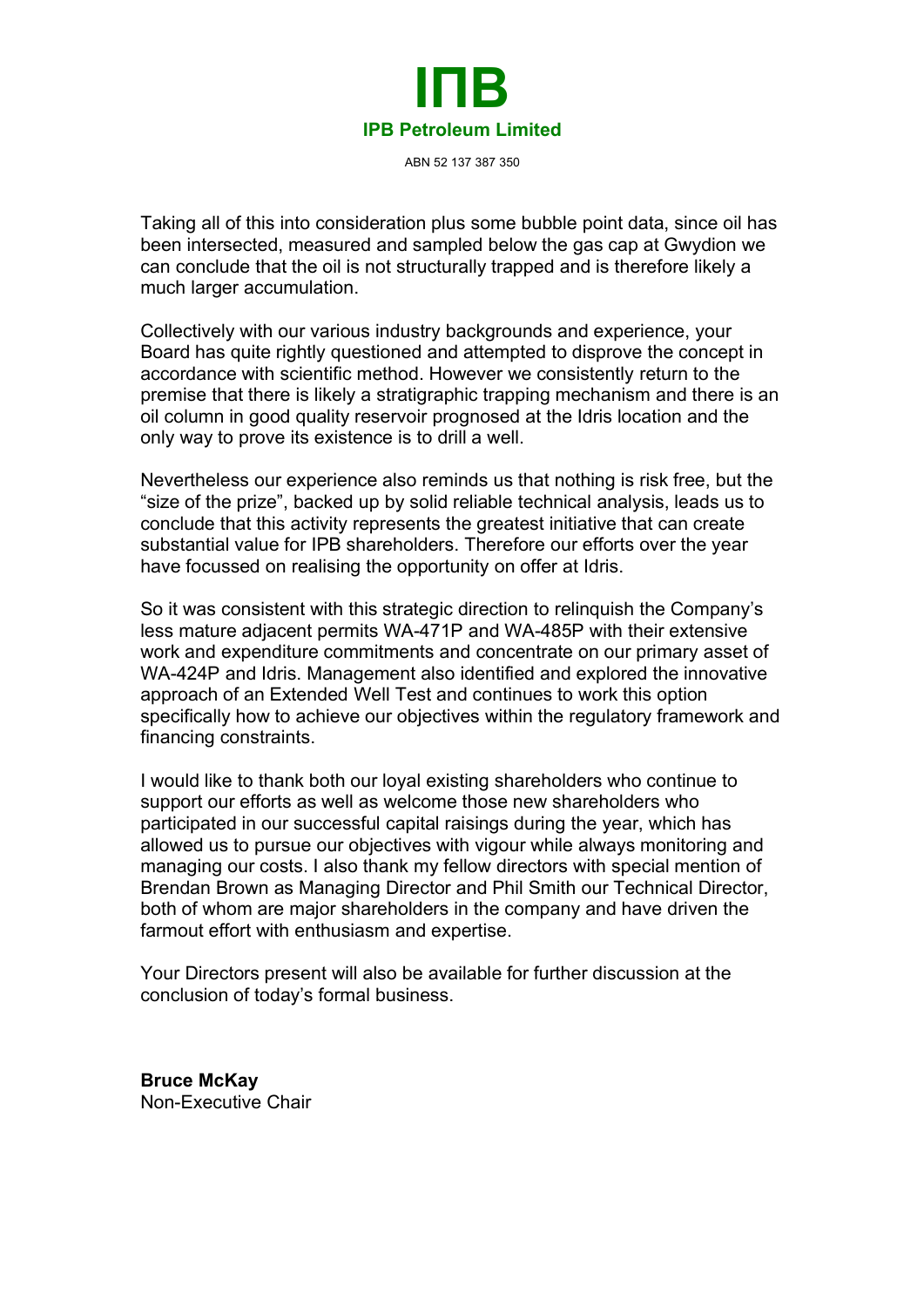# IΠB

**IPB Petroleum Limited**

ABN 52 137 387 350

Taking all of this into consideration plus some bubble point data, since oil has been intersected, measured and sampled below the gas cap at Gwydion we can conclude that the oil is not structurally trapped and is therefore likely a much larger accumulation.

Collectively with our various industry backgrounds and experience, your Board has quite rightly questioned and attempted to disprove the concept in accordance with scientific method. However we consistently return to the premise that there is likely a stratigraphic trapping mechanism and there is an oil column in good quality reservoir prognosed at the Idris location and the only way to prove its existence is to drill a well.

Nevertheless our experience also reminds us that nothing is risk free, but the "size of the prize", backed up by solid reliable technical analysis, leads us to conclude that this activity represents the greatest initiative that can create substantial value for IPB shareholders. Therefore our efforts over the year have focussed on realising the opportunity on offer at Idris.

So it was consistent with this strategic direction to relinquish the Company's less mature adjacent permits WA-471P and WA-485P with their extensive work and expenditure commitments and concentrate on our primary asset of WA-424P and Idris. Management also identified and explored the innovative approach of an Extended Well Test and continues to work this option specifically how to achieve our objectives within the regulatory framework and financing constraints.

I would like to thank both our loyal existing shareholders who continue to support our efforts as well as welcome those new shareholders who participated in our successful capital raisings during the year, which has allowed us to pursue our objectives with vigour while always monitoring and managing our costs. I also thank my fellow directors with special mention of Brendan Brown as Managing Director and Phil Smith our Technical Director, both of whom are major shareholders in the company and have driven the farmout effort with enthusiasm and expertise.

Your Directors present will also be available for further discussion at the conclusion of today's formal business.

**Bruce McKay**
Non-Executive Chair